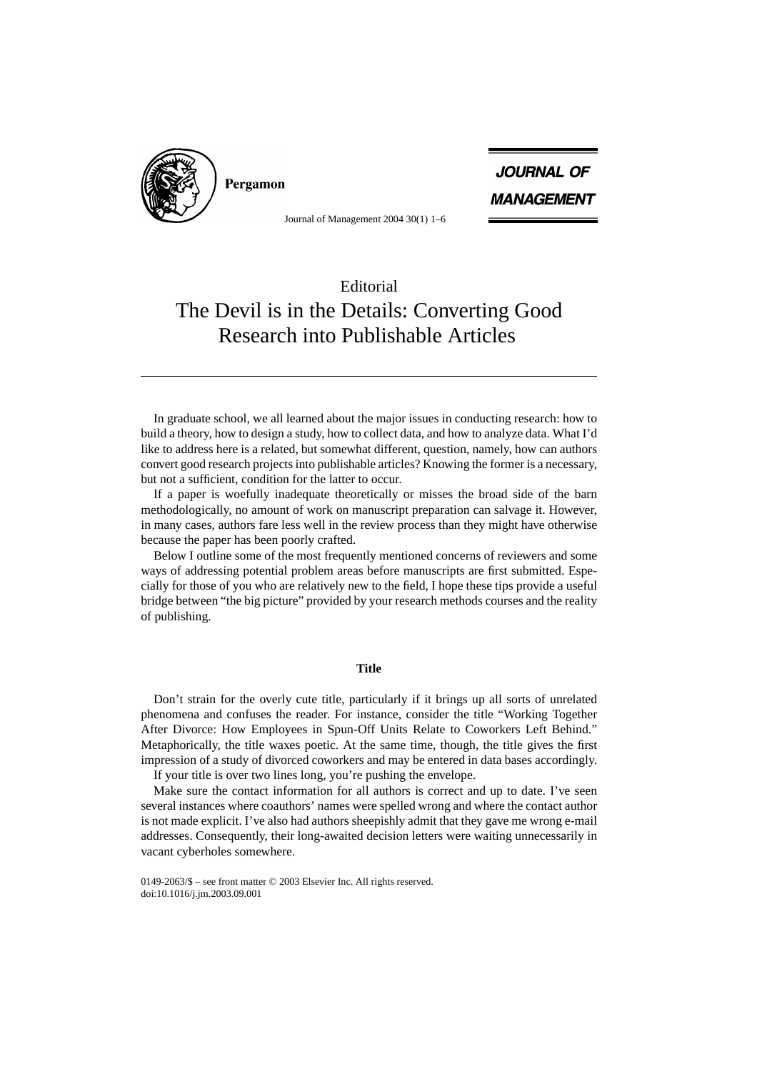Editorial

# The Devil is in the Details: Converting Good Research into Publishable Articles

In graduate school, we all learned about the major issues in conducting research: how to build a theory, how to design a study, how to collect data, and how to analyze data. What I'd like to address here is a related, but somewhat different, question, namely, how can authors convert good research projects into publishable articles? Knowing the former is a necessary, but not a sufficient, condition for the latter to occur.

If a paper is woefully inadequate theoretically or misses the broad side of the barn methodologically, no amount of work on manuscript preparation can salvage it. However, in many cases, authors fare less well in the review process than they might have otherwise because the paper has been poorly crafted.

Below I outline some of the most frequently mentioned concerns of reviewers and some ways of addressing potential problem areas before manuscripts are first submitted. Especially for those of you who are relatively new to the field, I hope these tips provide a useful bridge between "the big picture" provided by your research methods courses and the reality of publishing.

## Title

Don't strain for the overly cute title, particularly if it brings up all sorts of unrelated phenomena and confuses the reader. For instance, consider the title "Working Together After Divorce: How Employees in Spun-Off Units Relate to Coworkers Left Behind." Metaphorically, the title waxes poetic. At the same time, though, the title gives the first impression of a study of divorced coworkers and may be entered in data bases accordingly.

If your title is over two lines long, you're pushing the envelope.

Make sure the contact information for all authors is correct and up to date. I've seen several instances where coauthors' names were spelled wrong and where the contact author is not made explicit. I've also had authors sheepishly admit that they gave me wrong e-mail addresses. Consequently, their long-awaited decision letters were waiting unnecessarily in vacant cyberholes somewhere.

0149-2063/$ – see front matter © 2003 Elsevier Inc. All rights reserved.
doi:10.1016/j.jm.2003.09.001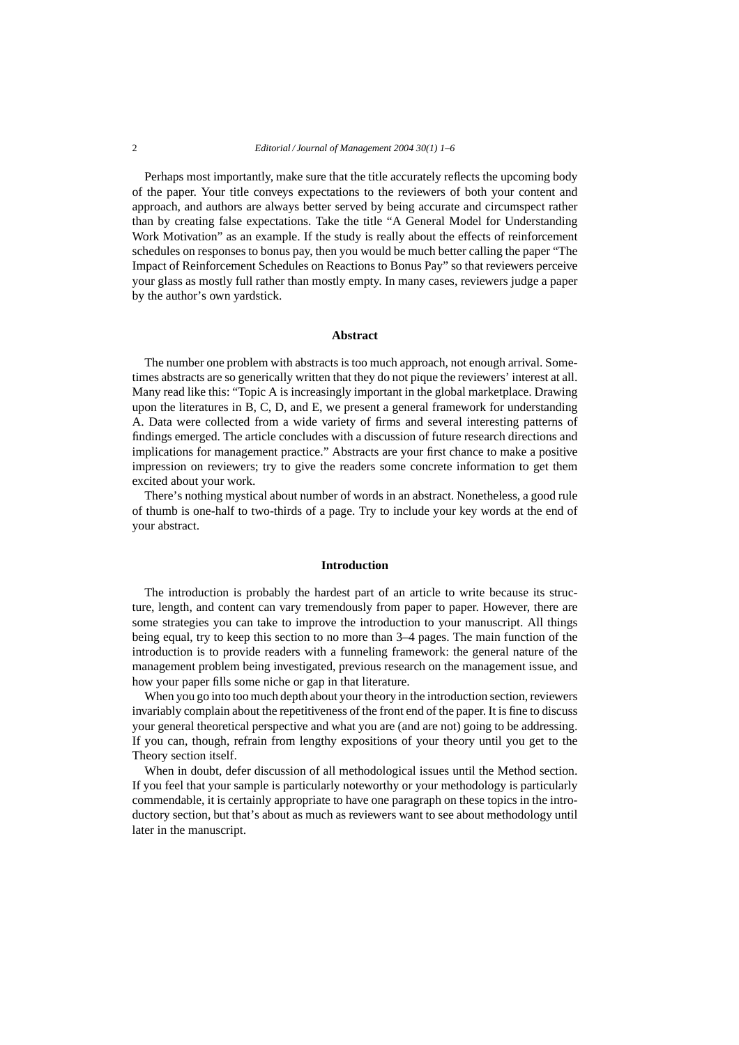Perhaps most importantly, make sure that the title accurately reflects the upcoming body of the paper. Your title conveys expectations to the reviewers of both your content and approach, and authors are always better served by being accurate and circumspect rather than by creating false expectations. Take the title "A General Model for Understanding Work Motivation" as an example. If the study is really about the effects of reinforcement schedules on responses to bonus pay, then you would be much better calling the paper "The Impact of Reinforcement Schedules on Reactions to Bonus Pay" so that reviewers perceive your glass as mostly full rather than mostly empty. In many cases, reviewers judge a paper by the author's own yardstick.

## Abstract

The number one problem with abstracts is too much approach, not enough arrival. Sometimes abstracts are so generically written that they do not pique the reviewers' interest at all. Many read like this: "Topic A is increasingly important in the global marketplace. Drawing upon the literatures in B, C, D, and E, we present a general framework for understanding A. Data were collected from a wide variety of firms and several interesting patterns of findings emerged. The article concludes with a discussion of future research directions and implications for management practice." Abstracts are your first chance to make a positive impression on reviewers; try to give the readers some concrete information to get them excited about your work.

There's nothing mystical about number of words in an abstract. Nonetheless, a good rule of thumb is one-half to two-thirds of a page. Try to include your key words at the end of your abstract.

## Introduction

The introduction is probably the hardest part of an article to write because its structure, length, and content can vary tremendously from paper to paper. However, there are some strategies you can take to improve the introduction to your manuscript. All things being equal, try to keep this section to no more than 3–4 pages. The main function of the introduction is to provide readers with a funneling framework: the general nature of the management problem being investigated, previous research on the management issue, and how your paper fills some niche or gap in that literature.

When you go into too much depth about your theory in the introduction section, reviewers invariably complain about the repetitiveness of the front end of the paper. It is fine to discuss your general theoretical perspective and what you are (and are not) going to be addressing. If you can, though, refrain from lengthy expositions of your theory until you get to the Theory section itself.

When in doubt, defer discussion of all methodological issues until the Method section. If you feel that your sample is particularly noteworthy or your methodology is particularly commendable, it is certainly appropriate to have one paragraph on these topics in the introductory section, but that's about as much as reviewers want to see about methodology until later in the manuscript.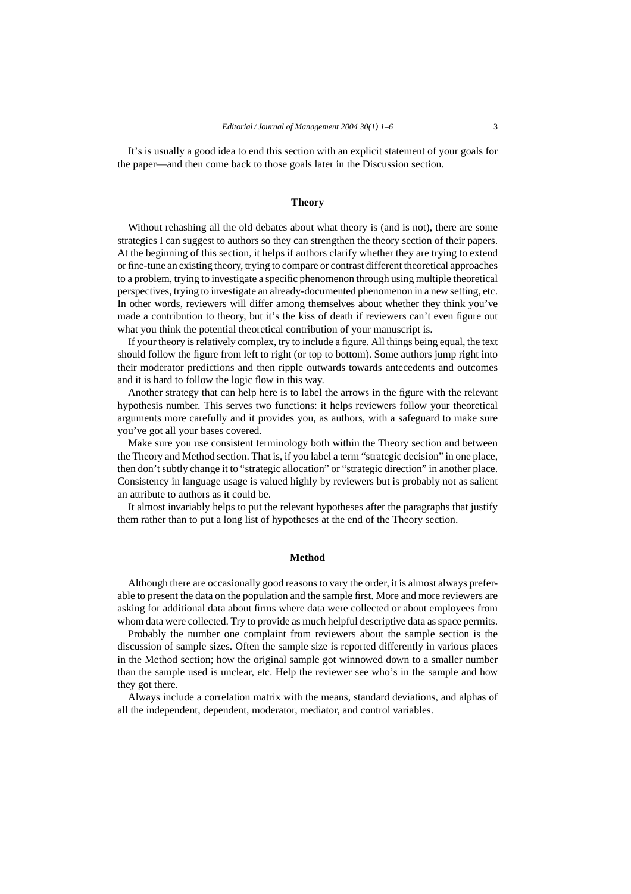It's is usually a good idea to end this section with an explicit statement of your goals for the paper—and then come back to those goals later in the Discussion section.

## Theory

Without rehashing all the old debates about what theory is (and is not), there are some strategies I can suggest to authors so they can strengthen the theory section of their papers. At the beginning of this section, it helps if authors clarify whether they are trying to extend or fine-tune an existing theory, trying to compare or contrast different theoretical approaches to a problem, trying to investigate a specific phenomenon through using multiple theoretical perspectives, trying to investigate an already-documented phenomenon in a new setting, etc. In other words, reviewers will differ among themselves about whether they think you've made a contribution to theory, but it's the kiss of death if reviewers can't even figure out what you think the potential theoretical contribution of your manuscript is.

If your theory is relatively complex, try to include a figure. All things being equal, the text should follow the figure from left to right (or top to bottom). Some authors jump right into their moderator predictions and then ripple outwards towards antecedents and outcomes and it is hard to follow the logic flow in this way.

Another strategy that can help here is to label the arrows in the figure with the relevant hypothesis number. This serves two functions: it helps reviewers follow your theoretical arguments more carefully and it provides you, as authors, with a safeguard to make sure you've got all your bases covered.

Make sure you use consistent terminology both within the Theory section and between the Theory and Method section. That is, if you label a term "strategic decision" in one place, then don't subtly change it to "strategic allocation" or "strategic direction" in another place. Consistency in language usage is valued highly by reviewers but is probably not as salient an attribute to authors as it could be.

It almost invariably helps to put the relevant hypotheses after the paragraphs that justify them rather than to put a long list of hypotheses at the end of the Theory section.

## Method

Although there are occasionally good reasons to vary the order, it is almost always preferable to present the data on the population and the sample first. More and more reviewers are asking for additional data about firms where data were collected or about employees from whom data were collected. Try to provide as much helpful descriptive data as space permits.

Probably the number one complaint from reviewers about the sample section is the discussion of sample sizes. Often the sample size is reported differently in various places in the Method section; how the original sample got winnowed down to a smaller number than the sample used is unclear, etc. Help the reviewer see who's in the sample and how they got there.

Always include a correlation matrix with the means, standard deviations, and alphas of all the independent, dependent, moderator, mediator, and control variables.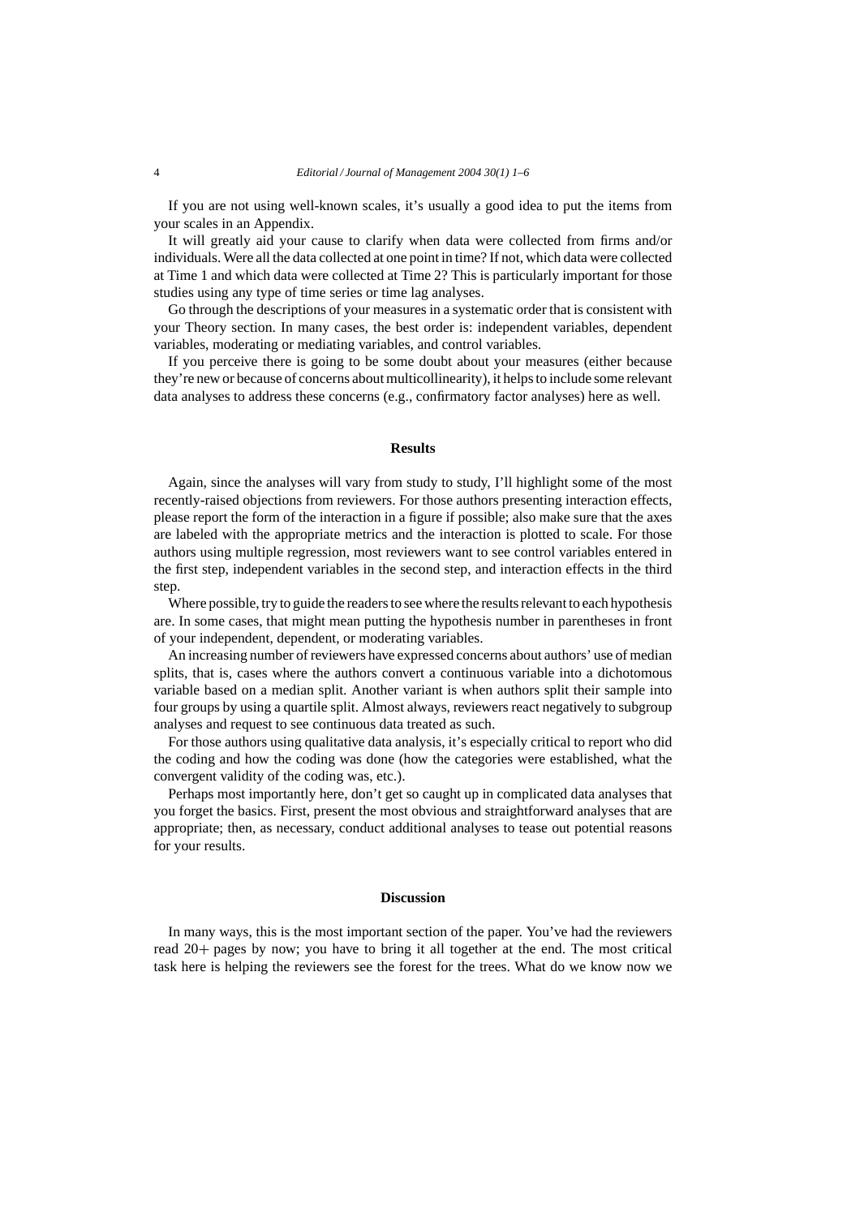If you are not using well-known scales, it's usually a good idea to put the items from your scales in an Appendix.

It will greatly aid your cause to clarify when data were collected from firms and/or individuals. Were all the data collected at one point in time? If not, which data were collected at Time 1 and which data were collected at Time 2? This is particularly important for those studies using any type of time series or time lag analyses.

Go through the descriptions of your measures in a systematic order that is consistent with your Theory section. In many cases, the best order is: independent variables, dependent variables, moderating or mediating variables, and control variables.

If you perceive there is going to be some doubt about your measures (either because they're new or because of concerns about multicollinearity), it helps to include some relevant data analyses to address these concerns (e.g., confirmatory factor analyses) here as well.

## Results

Again, since the analyses will vary from study to study, I'll highlight some of the most recently-raised objections from reviewers. For those authors presenting interaction effects, please report the form of the interaction in a figure if possible; also make sure that the axes are labeled with the appropriate metrics and the interaction is plotted to scale. For those authors using multiple regression, most reviewers want to see control variables entered in the first step, independent variables in the second step, and interaction effects in the third step.

Where possible, try to guide the readers to see where the results relevant to each hypothesis are. In some cases, that might mean putting the hypothesis number in parentheses in front of your independent, dependent, or moderating variables.

An increasing number of reviewers have expressed concerns about authors' use of median splits, that is, cases where the authors convert a continuous variable into a dichotomous variable based on a median split. Another variant is when authors split their sample into four groups by using a quartile split. Almost always, reviewers react negatively to subgroup analyses and request to see continuous data treated as such.

For those authors using qualitative data analysis, it's especially critical to report who did the coding and how the coding was done (how the categories were established, what the convergent validity of the coding was, etc.).

Perhaps most importantly here, don't get so caught up in complicated data analyses that you forget the basics. First, present the most obvious and straightforward analyses that are appropriate; then, as necessary, conduct additional analyses to tease out potential reasons for your results.

## Discussion

In many ways, this is the most important section of the paper. You've had the reviewers read 20+ pages by now; you have to bring it all together at the end. The most critical task here is helping the reviewers see the forest for the trees. What do we know now we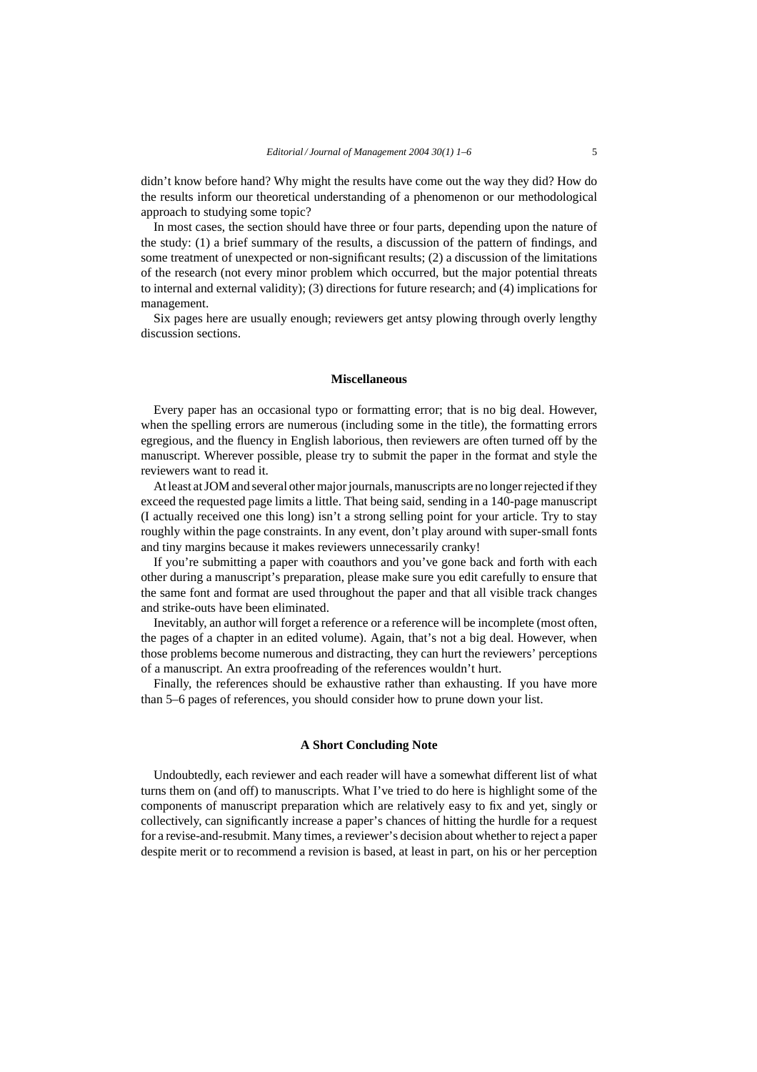didn't know before hand? Why might the results have come out the way they did? How do the results inform our theoretical understanding of a phenomenon or our methodological approach to studying some topic?

In most cases, the section should have three or four parts, depending upon the nature of the study: (1) a brief summary of the results, a discussion of the pattern of findings, and some treatment of unexpected or non-significant results; (2) a discussion of the limitations of the research (not every minor problem which occurred, but the major potential threats to internal and external validity); (3) directions for future research; and (4) implications for management.

Six pages here are usually enough; reviewers get antsy plowing through overly lengthy discussion sections.

## Miscellaneous

Every paper has an occasional typo or formatting error; that is no big deal. However, when the spelling errors are numerous (including some in the title), the formatting errors egregious, and the fluency in English laborious, then reviewers are often turned off by the manuscript. Wherever possible, please try to submit the paper in the format and style the reviewers want to read it.

At least at JOM and several other major journals, manuscripts are no longer rejected if they exceed the requested page limits a little. That being said, sending in a 140-page manuscript (I actually received one this long) isn't a strong selling point for your article. Try to stay roughly within the page constraints. In any event, don't play around with super-small fonts and tiny margins because it makes reviewers unnecessarily cranky!

If you're submitting a paper with coauthors and you've gone back and forth with each other during a manuscript's preparation, please make sure you edit carefully to ensure that the same font and format are used throughout the paper and that all visible track changes and strike-outs have been eliminated.

Inevitably, an author will forget a reference or a reference will be incomplete (most often, the pages of a chapter in an edited volume). Again, that's not a big deal. However, when those problems become numerous and distracting, they can hurt the reviewers' perceptions of a manuscript. An extra proofreading of the references wouldn't hurt.

Finally, the references should be exhaustive rather than exhausting. If you have more than 5–6 pages of references, you should consider how to prune down your list.

## A Short Concluding Note

Undoubtedly, each reviewer and each reader will have a somewhat different list of what turns them on (and off) to manuscripts. What I've tried to do here is highlight some of the components of manuscript preparation which are relatively easy to fix and yet, singly or collectively, can significantly increase a paper's chances of hitting the hurdle for a request for a revise-and-resubmit. Many times, a reviewer's decision about whether to reject a paper despite merit or to recommend a revision is based, at least in part, on his or her perception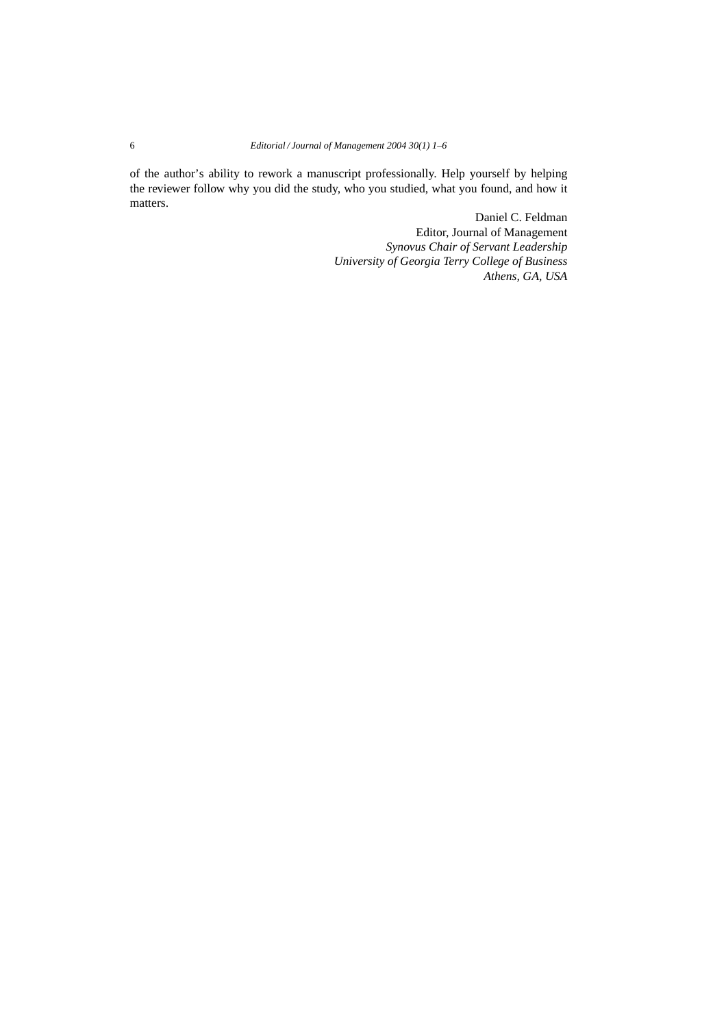of the author's ability to rework a manuscript professionally. Help yourself by helping the reviewer follow why you did the study, who you studied, what you found, and how it matters.

Daniel C. Feldman
Editor, Journal of Management
*Synovus Chair of Servant Leadership*
*University of Georgia Terry College of Business*
*Athens, GA, USA*